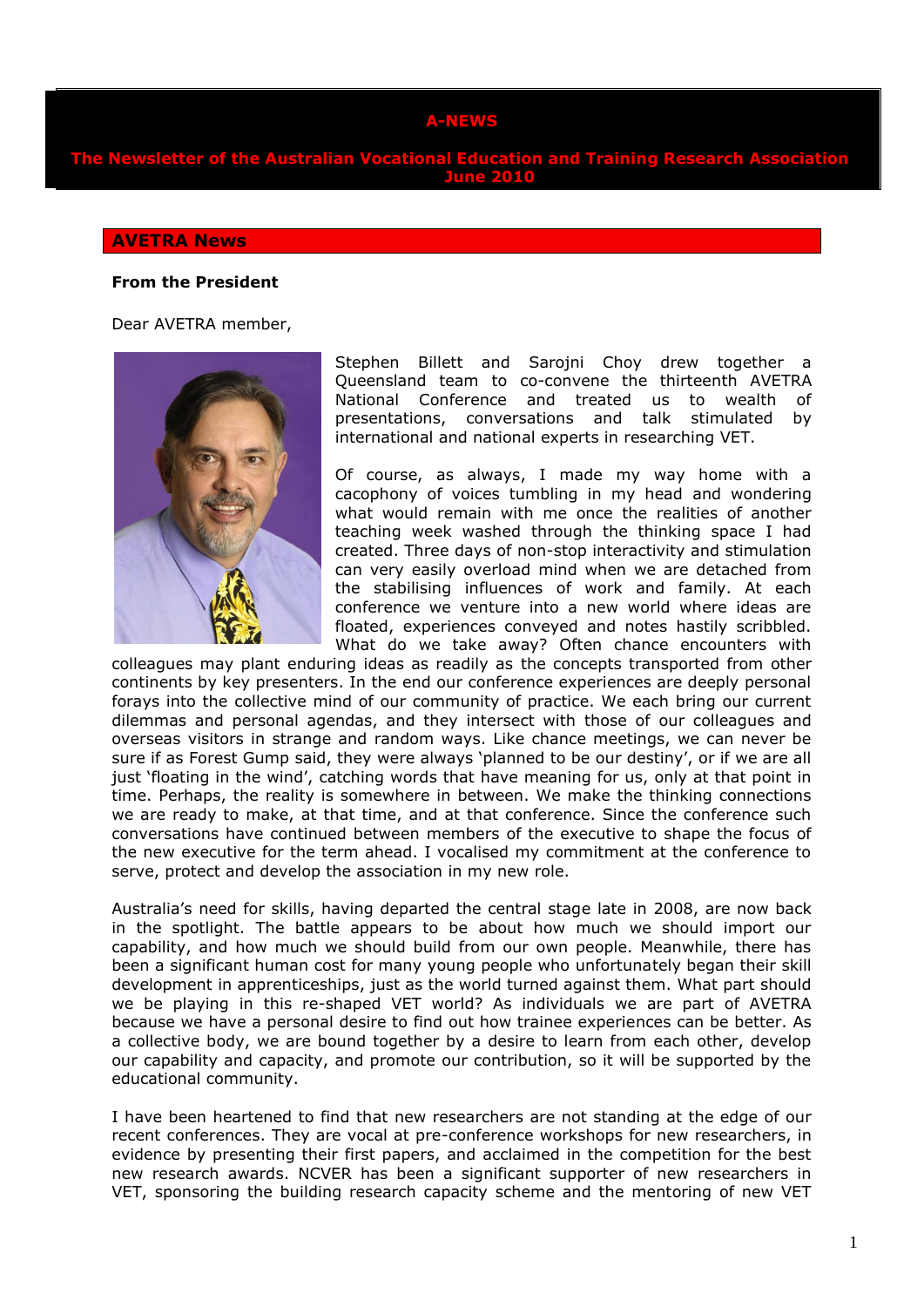# A-NEWS

**The Newsletter of the Australian Vocational Education and Training Research Association June 2010**

## AVETRA News

### From the President

Dear AVETRA member,

Stephen Billett and Sarojni Choy drew together a Queensland team to co-convene the thirteenth AVETRA National Conference and treated us to wealth of presentations, conversations and talk stimulated by international and national experts in researching VET.

Of course, as always, I made my way home with a cacophony of voices tumbling in my head and wondering what would remain with me once the realities of another teaching week washed through the thinking space I had created. Three days of non-stop interactivity and stimulation can very easily overload mind when we are detached from the stabilising influences of work and family. At each conference we venture into a new world where ideas are floated, experiences conveyed and notes hastily scribbled. What do we take away? Often chance encounters with colleagues may plant enduring ideas as readily as the concepts transported from other continents by key presenters. In the end our conference experiences are deeply personal forays into the collective mind of our community of practice. We each bring our current dilemmas and personal agendas, and they intersect with those of our colleagues and overseas visitors in strange and random ways. Like chance meetings, we can never be sure if as Forest Gump said, they were always 'planned to be our destiny', or if we are all just 'floating in the wind', catching words that have meaning for us, only at that point in time. Perhaps, the reality is somewhere in between. We make the thinking connections we are ready to make, at that time, and at that conference. Since the conference such conversations have continued between members of the executive to shape the focus of the new executive for the term ahead. I vocalised my commitment at the conference to serve, protect and develop the association in my new role.

Australia's need for skills, having departed the central stage late in 2008, are now back in the spotlight. The battle appears to be about how much we should import our capability, and how much we should build from our own people. Meanwhile, there has been a significant human cost for many young people who unfortunately began their skill development in apprenticeships, just as the world turned against them. What part should we be playing in this re-shaped VET world? As individuals we are part of AVETRA because we have a personal desire to find out how trainee experiences can be better. As a collective body, we are bound together by a desire to learn from each other, develop our capability and capacity, and promote our contribution, so it will be supported by the educational community.

I have been heartened to find that new researchers are not standing at the edge of our recent conferences. They are vocal at pre-conference workshops for new researchers, in evidence by presenting their first papers, and acclaimed in the competition for the best new research awards. NCVER has been a significant supporter of new researchers in VET, sponsoring the building research capacity scheme and the mentoring of new VET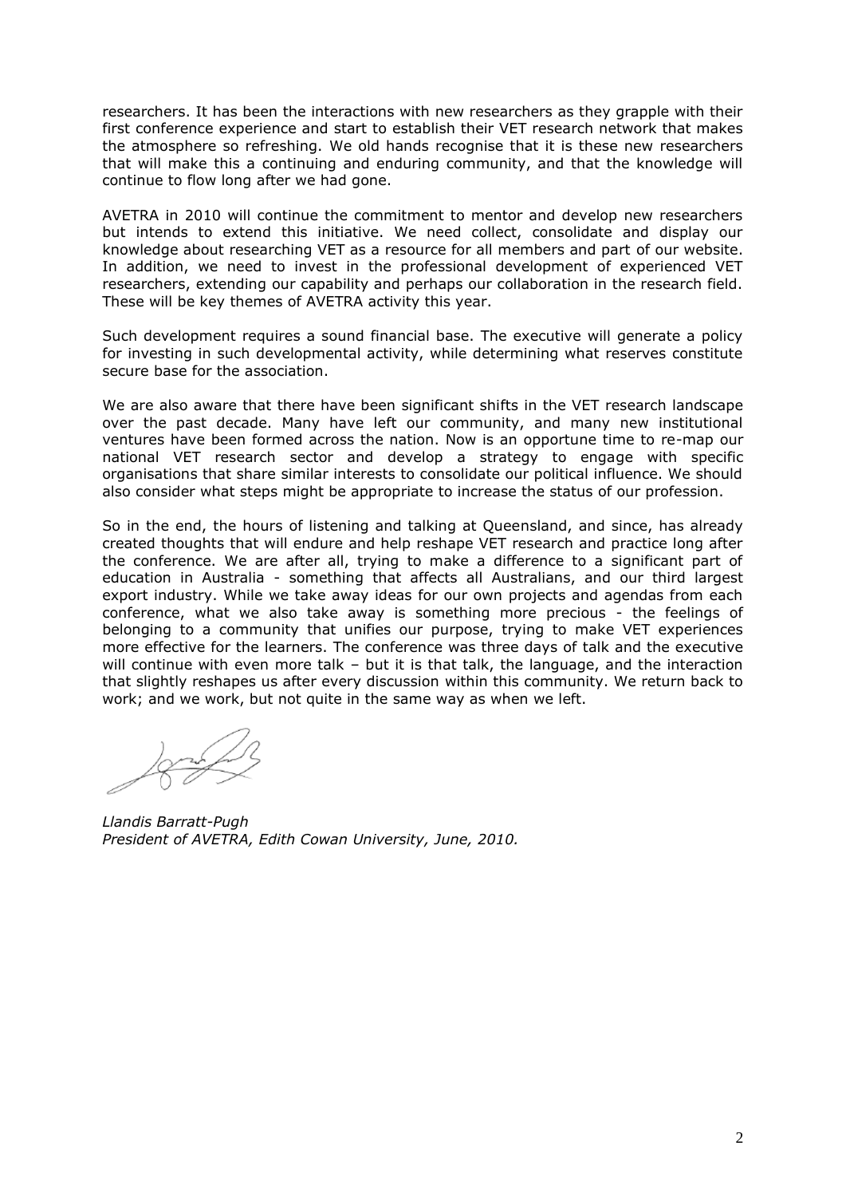researchers. It has been the interactions with new researchers as they grapple with their first conference experience and start to establish their VET research network that makes the atmosphere so refreshing. We old hands recognise that it is these new researchers that will make this a continuing and enduring community, and that the knowledge will continue to flow long after we had gone.

AVETRA in 2010 will continue the commitment to mentor and develop new researchers but intends to extend this initiative. We need collect, consolidate and display our knowledge about researching VET as a resource for all members and part of our website. In addition, we need to invest in the professional development of experienced VET researchers, extending our capability and perhaps our collaboration in the research field. These will be key themes of AVETRA activity this year.

Such development requires a sound financial base. The executive will generate a policy for investing in such developmental activity, while determining what reserves constitute secure base for the association.

We are also aware that there have been significant shifts in the VET research landscape over the past decade. Many have left our community, and many new institutional ventures have been formed across the nation. Now is an opportune time to re-map our national VET research sector and develop a strategy to engage with specific organisations that share similar interests to consolidate our political influence. We should also consider what steps might be appropriate to increase the status of our profession.

So in the end, the hours of listening and talking at Queensland, and since, has already created thoughts that will endure and help reshape VET research and practice long after the conference. We are after all, trying to make a difference to a significant part of education in Australia - something that affects all Australians, and our third largest export industry. While we take away ideas for our own projects and agendas from each conference, what we also take away is something more precious - the feelings of belonging to a community that unifies our purpose, trying to make VET experiences more effective for the learners. The conference was three days of talk and the executive will continue with even more talk – but it is that talk, the language, and the interaction that slightly reshapes us after every discussion within this community. We return back to work; and we work, but not quite in the same way as when we left.

*Llandis Barratt-Pugh*
*President of AVETRA, Edith Cowan University, June, 2010.*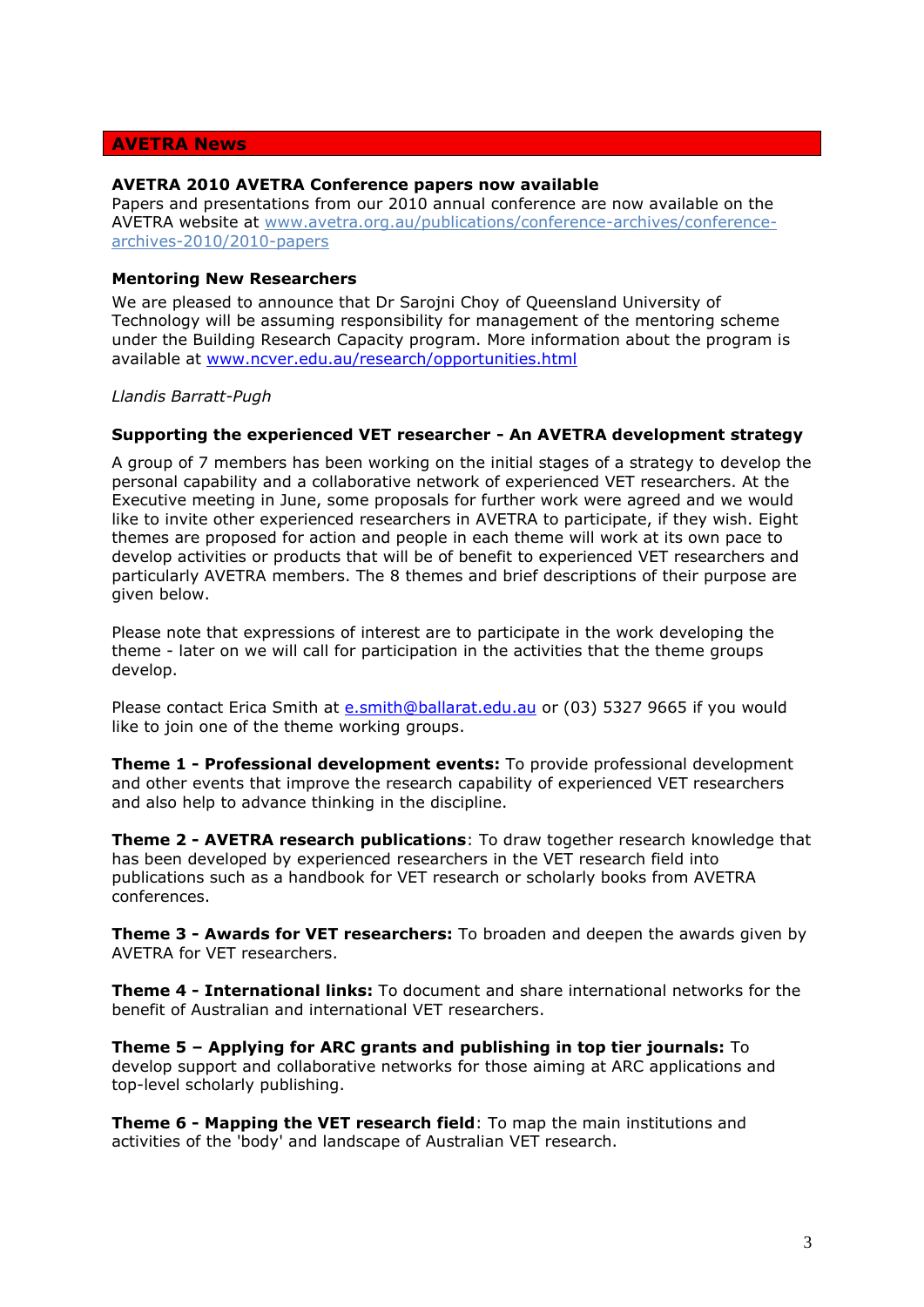## AVETRA News

### AVETRA 2010 AVETRA Conference papers now available

Papers and presentations from our 2010 annual conference are now available on the AVETRA website at www.avetra.org.au/publications/conference-archives/conference-archives-2010/2010-papers

### Mentoring New Researchers

We are pleased to announce that Dr Sarojni Choy of Queensland University of Technology will be assuming responsibility for management of the mentoring scheme under the Building Research Capacity program. More information about the program is available at www.ncver.edu.au/research/opportunities.html

*Llandis Barratt-Pugh*

### Supporting the experienced VET researcher - An AVETRA development strategy

A group of 7 members has been working on the initial stages of a strategy to develop the personal capability and a collaborative network of experienced VET researchers. At the Executive meeting in June, some proposals for further work were agreed and we would like to invite other experienced researchers in AVETRA to participate, if they wish. Eight themes are proposed for action and people in each theme will work at its own pace to develop activities or products that will be of benefit to experienced VET researchers and particularly AVETRA members. The 8 themes and brief descriptions of their purpose are given below.

Please note that expressions of interest are to participate in the work developing the theme - later on we will call for participation in the activities that the theme groups develop.

Please contact Erica Smith at e.smith@ballarat.edu.au or (03) 5327 9665 if you would like to join one of the theme working groups.

**Theme 1 - Professional development events:** To provide professional development and other events that improve the research capability of experienced VET researchers and also help to advance thinking in the discipline.

**Theme 2 - AVETRA research publications**: To draw together research knowledge that has been developed by experienced researchers in the VET research field into publications such as a handbook for VET research or scholarly books from AVETRA conferences.

**Theme 3 - Awards for VET researchers:** To broaden and deepen the awards given by AVETRA for VET researchers.

**Theme 4 - International links:** To document and share international networks for the benefit of Australian and international VET researchers.

**Theme 5 – Applying for ARC grants and publishing in top tier journals:** To develop support and collaborative networks for those aiming at ARC applications and top-level scholarly publishing.

**Theme 6 - Mapping the VET research field**: To map the main institutions and activities of the 'body' and landscape of Australian VET research.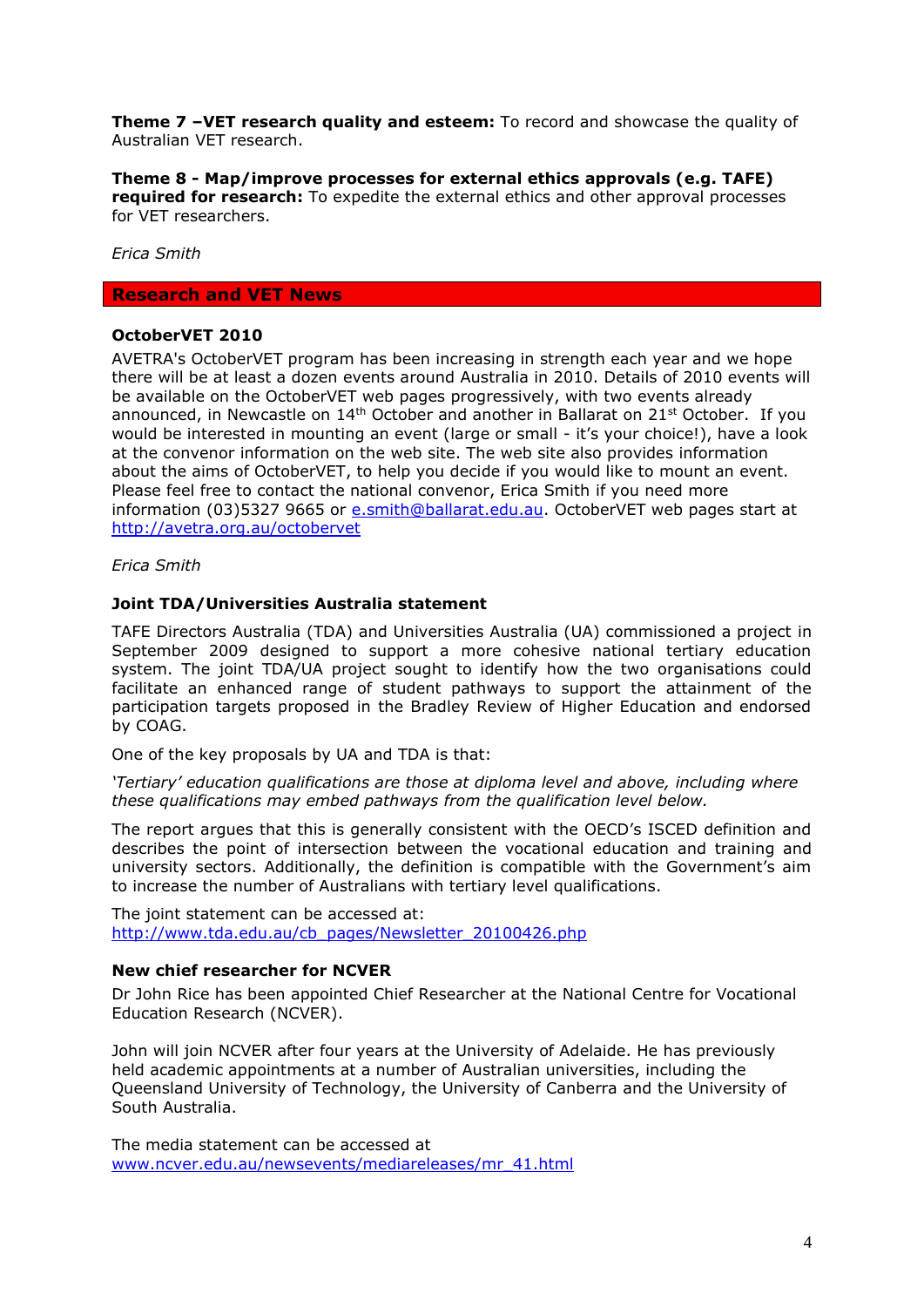**Theme 7 –VET research quality and esteem:** To record and showcase the quality of Australian VET research.

**Theme 8 - Map/improve processes for external ethics approvals (e.g. TAFE) required for research:** To expedite the external ethics and other approval processes for VET researchers.

*Erica Smith*

## Research and VET News

### OctoberVET 2010

AVETRA's OctoberVET program has been increasing in strength each year and we hope there will be at least a dozen events around Australia in 2010. Details of 2010 events will be available on the OctoberVET web pages progressively, with two events already announced, in Newcastle on 14th October and another in Ballarat on 21st October. If you would be interested in mounting an event (large or small - it's your choice!), have a look at the convenor information on the web site. The web site also provides information about the aims of OctoberVET, to help you decide if you would like to mount an event. Please feel free to contact the national convenor, Erica Smith if you need more information (03)5327 9665 or e.smith@ballarat.edu.au. OctoberVET web pages start at http://avetra.org.au/octobervet

*Erica Smith*

### Joint TDA/Universities Australia statement

TAFE Directors Australia (TDA) and Universities Australia (UA) commissioned a project in September 2009 designed to support a more cohesive national tertiary education system. The joint TDA/UA project sought to identify how the two organisations could facilitate an enhanced range of student pathways to support the attainment of the participation targets proposed in the Bradley Review of Higher Education and endorsed by COAG.

One of the key proposals by UA and TDA is that:

*'Tertiary' education qualifications are those at diploma level and above, including where these qualifications may embed pathways from the qualification level below.*

The report argues that this is generally consistent with the OECD's ISCED definition and describes the point of intersection between the vocational education and training and university sectors. Additionally, the definition is compatible with the Government's aim to increase the number of Australians with tertiary level qualifications.

The joint statement can be accessed at:
http://www.tda.edu.au/cb_pages/Newsletter_20100426.php

### New chief researcher for NCVER

Dr John Rice has been appointed Chief Researcher at the National Centre for Vocational Education Research (NCVER).

John will join NCVER after four years at the University of Adelaide. He has previously held academic appointments at a number of Australian universities, including the Queensland University of Technology, the University of Canberra and the University of South Australia.

The media statement can be accessed at
www.ncver.edu.au/newsevents/mediareleases/mr_41.html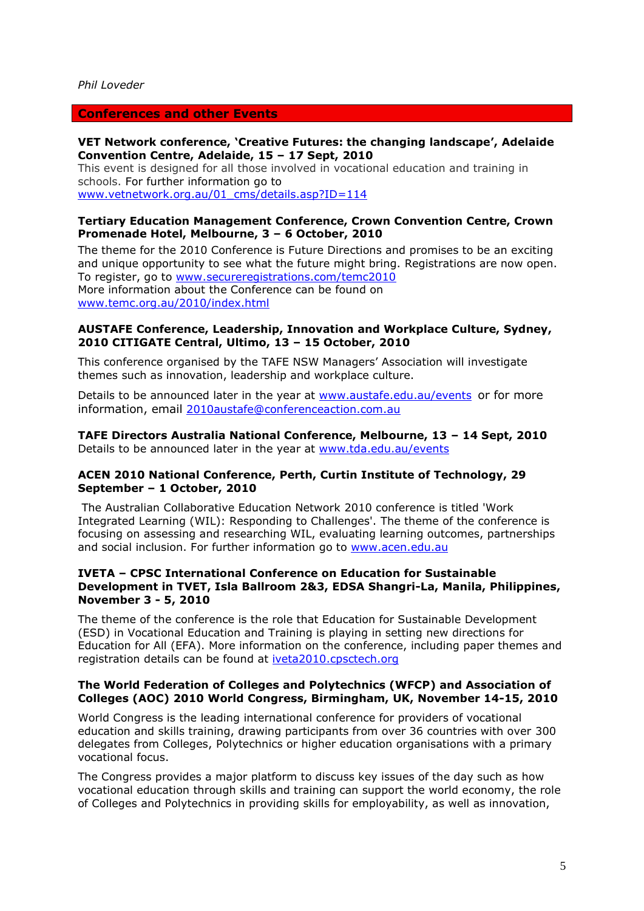*Phil Loveder*

## Conferences and other Events

**VET Network conference, 'Creative Futures: the changing landscape', Adelaide Convention Centre, Adelaide, 15 – 17 Sept, 2010**
This event is designed for all those involved in vocational education and training in schools. For further information go to
www.vetnetwork.org.au/01_cms/details.asp?ID=114

**Tertiary Education Management Conference, Crown Convention Centre, Crown Promenade Hotel, Melbourne, 3 – 6 October, 2010**

The theme for the 2010 Conference is Future Directions and promises to be an exciting and unique opportunity to see what the future might bring. Registrations are now open. To register, go to www.secureregistrations.com/temc2010
More information about the Conference can be found on
www.temc.org.au/2010/index.html

**AUSTAFE Conference, Leadership, Innovation and Workplace Culture, Sydney, 2010 CITIGATE Central, Ultimo, 13 – 15 October, 2010**

This conference organised by the TAFE NSW Managers' Association will investigate themes such as innovation, leadership and workplace culture.

Details to be announced later in the year at www.austafe.edu.au/events or for more information, email 2010austafe@conferenceaction.com.au

**TAFE Directors Australia National Conference, Melbourne, 13 – 14 Sept, 2010**
Details to be announced later in the year at www.tda.edu.au/events

**ACEN 2010 National Conference, Perth, Curtin Institute of Technology, 29 September – 1 October, 2010**

The Australian Collaborative Education Network 2010 conference is titled 'Work Integrated Learning (WIL): Responding to Challenges'. The theme of the conference is focusing on assessing and researching WIL, evaluating learning outcomes, partnerships and social inclusion. For further information go to www.acen.edu.au

**IVETA – CPSC International Conference on Education for Sustainable Development in TVET, Isla Ballroom 2&3, EDSA Shangri-La, Manila, Philippines, November 3 - 5, 2010**

The theme of the conference is the role that Education for Sustainable Development (ESD) in Vocational Education and Training is playing in setting new directions for Education for All (EFA). More information on the conference, including paper themes and registration details can be found at iveta2010.cpsctech.org

**The World Federation of Colleges and Polytechnics (WFCP) and Association of Colleges (AOC) 2010 World Congress, Birmingham, UK, November 14-15, 2010**

World Congress is the leading international conference for providers of vocational education and skills training, drawing participants from over 36 countries with over 300 delegates from Colleges, Polytechnics or higher education organisations with a primary vocational focus.

The Congress provides a major platform to discuss key issues of the day such as how vocational education through skills and training can support the world economy, the role of Colleges and Polytechnics in providing skills for employability, as well as innovation,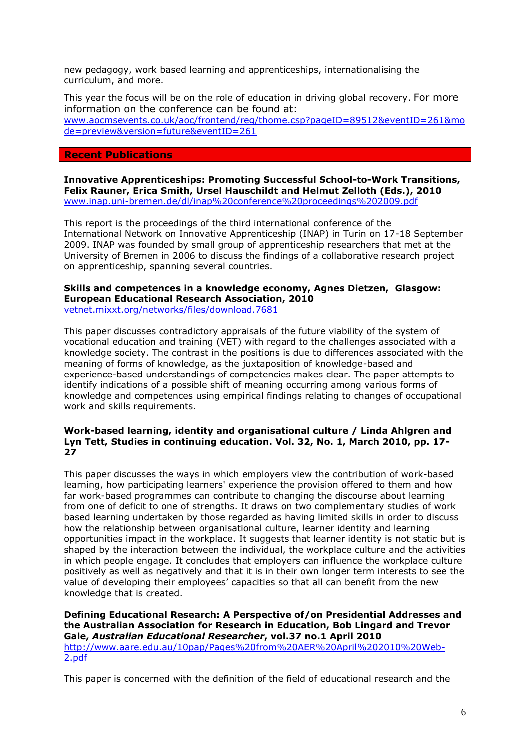new pedagogy, work based learning and apprenticeships, internationalising the curriculum, and more.

This year the focus will be on the role of education in driving global recovery. For more information on the conference can be found at:
www.aocmsevents.co.uk/aoc/frontend/reg/thome.csp?pageID=89512&eventID=261&mode=preview&version=future&eventID=261

## Recent Publications

**Innovative Apprenticeships: Promoting Successful School-to-Work Transitions, Felix Rauner, Erica Smith, Ursel Hauschildt and Helmut Zelloth (Eds.), 2010**
www.inap.uni-bremen.de/dl/inap%20conference%20proceedings%202009.pdf

This report is the proceedings of the third international conference of the International Network on Innovative Apprenticeship (INAP) in Turin on 17-18 September 2009. INAP was founded by small group of apprenticeship researchers that met at the University of Bremen in 2006 to discuss the findings of a collaborative research project on apprenticeship, spanning several countries.

**Skills and competences in a knowledge economy, Agnes Dietzen, Glasgow: European Educational Research Association, 2010**
vetnet.mixxt.org/networks/files/download.7681

This paper discusses contradictory appraisals of the future viability of the system of vocational education and training (VET) with regard to the challenges associated with a knowledge society. The contrast in the positions is due to differences associated with the meaning of forms of knowledge, as the juxtaposition of knowledge-based and experience-based understandings of competencies makes clear. The paper attempts to identify indications of a possible shift of meaning occurring among various forms of knowledge and competences using empirical findings relating to changes of occupational work and skills requirements.

**Work-based learning, identity and organisational culture / Linda Ahlgren and Lyn Tett, Studies in continuing education. Vol. 32, No. 1, March 2010, pp. 17-27**

This paper discusses the ways in which employers view the contribution of work-based learning, how participating learners' experience the provision offered to them and how far work-based programmes can contribute to changing the discourse about learning from one of deficit to one of strengths. It draws on two complementary studies of work based learning undertaken by those regarded as having limited skills in order to discuss how the relationship between organisational culture, learner identity and learning opportunities impact in the workplace. It suggests that learner identity is not static but is shaped by the interaction between the individual, the workplace culture and the activities in which people engage. It concludes that employers can influence the workplace culture positively as well as negatively and that it is in their own longer term interests to see the value of developing their employees' capacities so that all can benefit from the new knowledge that is created.

**Defining Educational Research: A Perspective of/on Presidential Addresses and the Australian Association for Research in Education, Bob Lingard and Trevor Gale, *Australian Educational Researcher*, vol.37 no.1 April 2010**
http://www.aare.edu.au/10pap/Pages%20from%20AER%20April%202010%20Web-2.pdf

This paper is concerned with the definition of the field of educational research and the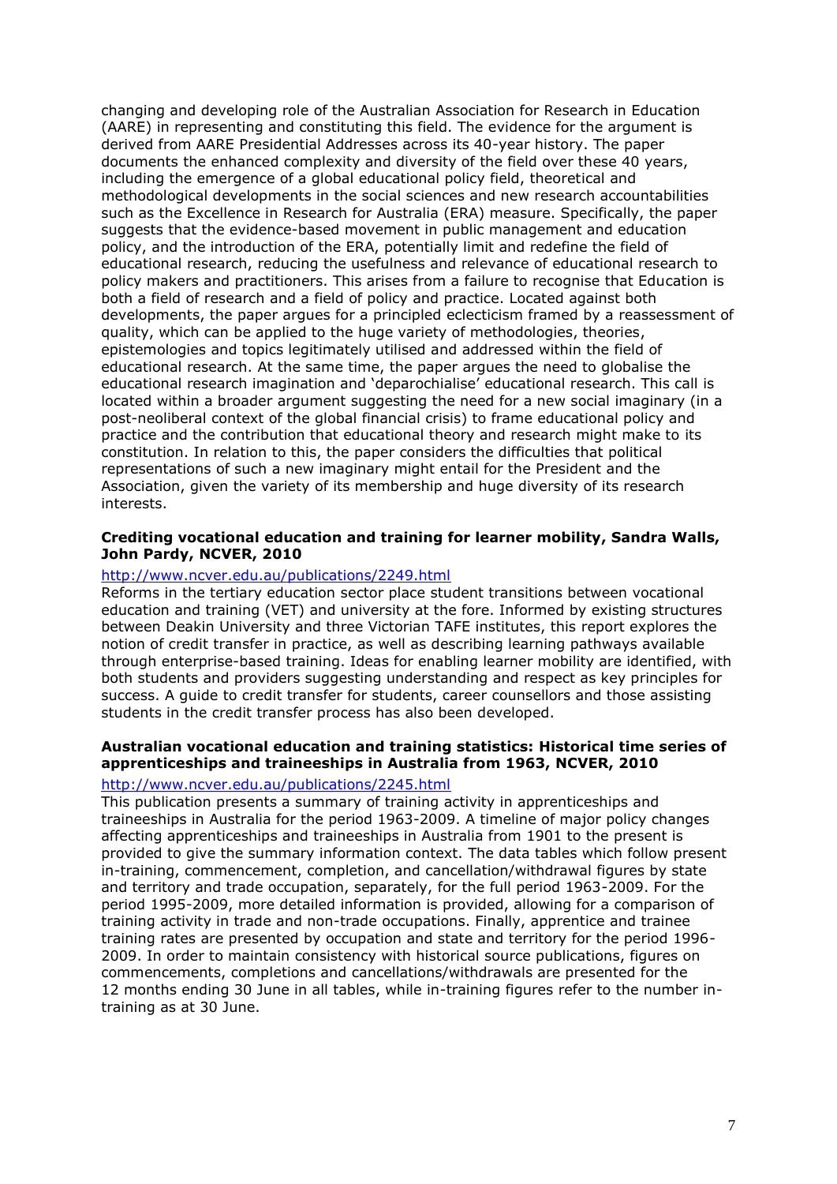changing and developing role of the Australian Association for Research in Education (AARE) in representing and constituting this field. The evidence for the argument is derived from AARE Presidential Addresses across its 40-year history. The paper documents the enhanced complexity and diversity of the field over these 40 years, including the emergence of a global educational policy field, theoretical and methodological developments in the social sciences and new research accountabilities such as the Excellence in Research for Australia (ERA) measure. Specifically, the paper suggests that the evidence-based movement in public management and education policy, and the introduction of the ERA, potentially limit and redefine the field of educational research, reducing the usefulness and relevance of educational research to policy makers and practitioners. This arises from a failure to recognise that Education is both a field of research and a field of policy and practice. Located against both developments, the paper argues for a principled eclecticism framed by a reassessment of quality, which can be applied to the huge variety of methodologies, theories, epistemologies and topics legitimately utilised and addressed within the field of educational research. At the same time, the paper argues the need to globalise the educational research imagination and 'deparochialise' educational research. This call is located within a broader argument suggesting the need for a new social imaginary (in a post-neoliberal context of the global financial crisis) to frame educational policy and practice and the contribution that educational theory and research might make to its constitution. In relation to this, the paper considers the difficulties that political representations of such a new imaginary might entail for the President and the Association, given the variety of its membership and huge diversity of its research interests.

**Crediting vocational education and training for learner mobility, Sandra Walls, John Pardy, NCVER, 2010**

http://www.ncver.edu.au/publications/2249.html

Reforms in the tertiary education sector place student transitions between vocational education and training (VET) and university at the fore. Informed by existing structures between Deakin University and three Victorian TAFE institutes, this report explores the notion of credit transfer in practice, as well as describing learning pathways available through enterprise-based training. Ideas for enabling learner mobility are identified, with both students and providers suggesting understanding and respect as key principles for success. A guide to credit transfer for students, career counsellors and those assisting students in the credit transfer process has also been developed.

**Australian vocational education and training statistics: Historical time series of apprenticeships and traineeships in Australia from 1963, NCVER, 2010**

http://www.ncver.edu.au/publications/2245.html

This publication presents a summary of training activity in apprenticeships and traineeships in Australia for the period 1963-2009. A timeline of major policy changes affecting apprenticeships and traineeships in Australia from 1901 to the present is provided to give the summary information context. The data tables which follow present in-training, commencement, completion, and cancellation/withdrawal figures by state and territory and trade occupation, separately, for the full period 1963-2009. For the period 1995-2009, more detailed information is provided, allowing for a comparison of training activity in trade and non-trade occupations. Finally, apprentice and trainee training rates are presented by occupation and state and territory for the period 1996-2009. In order to maintain consistency with historical source publications, figures on commencements, completions and cancellations/withdrawals are presented for the 12 months ending 30 June in all tables, while in-training figures refer to the number in-training as at 30 June.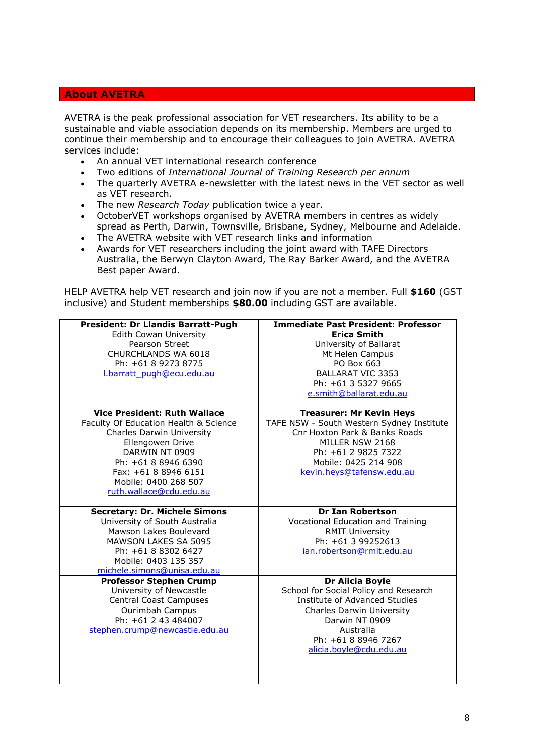## About AVETRA

AVETRA is the peak professional association for VET researchers. Its ability to be a sustainable and viable association depends on its membership. Members are urged to continue their membership and to encourage their colleagues to join AVETRA. AVETRA services include:

- An annual VET international research conference
- Two editions of *International Journal of Training Research per annum*
- The quarterly AVETRA e-newsletter with the latest news in the VET sector as well as VET research.
- The new *Research Today* publication twice a year.
- OctoberVET workshops organised by AVETRA members in centres as widely spread as Perth, Darwin, Townsville, Brisbane, Sydney, Melbourne and Adelaide.
- The AVETRA website with VET research links and information
- Awards for VET researchers including the joint award with TAFE Directors Australia, the Berwyn Clayton Award, The Ray Barker Award, and the AVETRA Best paper Award.

HELP AVETRA help VET research and join now if you are not a member. Full **$160** (GST inclusive) and Student memberships **$80.00** including GST are available.

| | |
|---|---|
| **President: Dr Llandis Barratt-Pugh**<br>Edith Cowan University<br>Pearson Street<br>CHURCHLANDS WA 6018<br>Ph: +61 8 9273 8775<br>l.barratt_pugh@ecu.edu.au | **Immediate Past President: Professor Erica Smith**<br>University of Ballarat<br>Mt Helen Campus<br>PO Box 663<br>BALLARAT VIC 3353<br>Ph: +61 3 5327 9665<br>e.smith@ballarat.edu.au |
| **Vice President: Ruth Wallace**<br>Faculty Of Education Health & Science<br>Charles Darwin University<br>Ellengowen Drive<br>DARWIN NT 0909<br>Ph: +61 8 8946 6390<br>Fax: +61 8 8946 6151<br>Mobile: 0400 268 507<br>ruth.wallace@cdu.edu.au | **Treasurer: Mr Kevin Heys**<br>TAFE NSW - South Western Sydney Institute<br>Cnr Hoxton Park & Banks Roads<br>MILLER NSW 2168<br>Ph: +61 2 9825 7322<br>Mobile: 0425 214 908<br>kevin.heys@tafensw.edu.au |
| **Secretary: Dr. Michele Simons**<br>University of South Australia<br>Mawson Lakes Boulevard<br>MAWSON LAKES SA 5095<br>Ph: +61 8 8302 6427<br>Mobile: 0403 135 357<br>michele.simons@unisa.edu.au | **Dr Ian Robertson**<br>Vocational Education and Training<br>RMIT University<br>Ph: +61 3 99252613<br>ian.robertson@rmit.edu.au |
| **Professor Stephen Crump**<br>University of Newcastle<br>Central Coast Campuses<br>Ourimbah Campus<br>Ph: +61 2 43 484007<br>stephen.crump@newcastle.edu.au | **Dr Alicia Boyle**<br>School for Social Policy and Research<br>Institute of Advanced Studies<br>Charles Darwin University<br>Darwin NT 0909<br>Australia<br>Ph: +61 8 8946 7267<br>alicia.boyle@cdu.edu.au |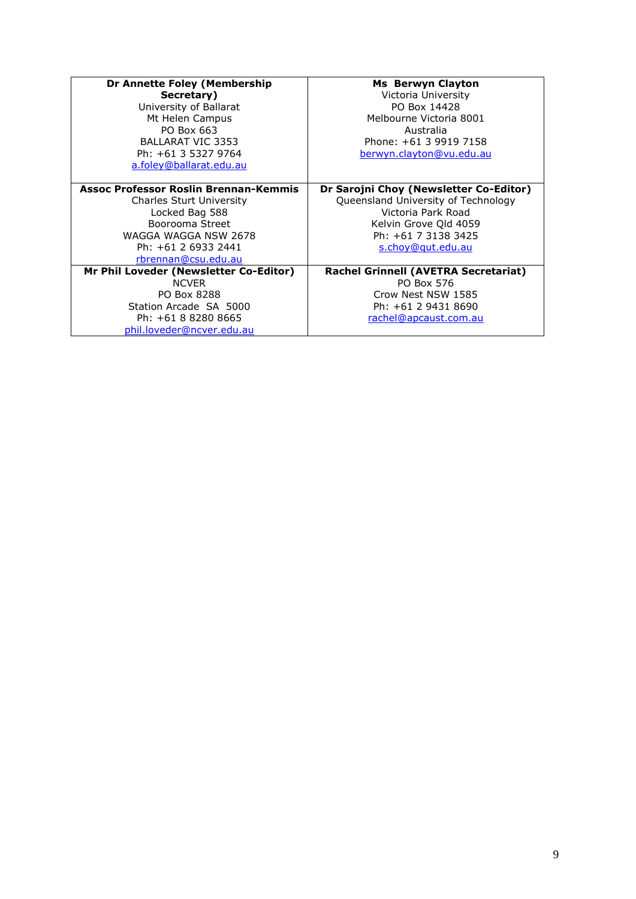| | |
|---|---|
| **Dr Annette Foley (Membership Secretary)**<br>University of Ballarat<br>Mt Helen Campus<br>PO Box 663<br>BALLARAT VIC 3353<br>Ph: +61 3 5327 9764<br>a.foley@ballarat.edu.au | **Ms Berwyn Clayton**<br>Victoria University<br>PO Box 14428<br>Melbourne Victoria 8001<br>Australia<br>Phone: +61 3 9919 7158<br>berwyn.clayton@vu.edu.au |
| **Assoc Professor Roslin Brennan-Kemmis**<br>Charles Sturt University<br>Locked Bag 588<br>Boorooma Street<br>WAGGA WAGGA NSW 2678<br>Ph: +61 2 6933 2441<br>rbrennan@csu.edu.au | **Dr Sarojni Choy (Newsletter Co-Editor)**<br>Queensland University of Technology<br>Victoria Park Road<br>Kelvin Grove Qld 4059<br>Ph: +61 7 3138 3425<br>s.choy@qut.edu.au |
| **Mr Phil Loveder (Newsletter Co-Editor)**<br>NCVER<br>PO Box 8288<br>Station Arcade SA 5000<br>Ph: +61 8 8280 8665<br>phil.loveder@ncver.edu.au | **Rachel Grinnell (AVETRA Secretariat)**<br>PO Box 576<br>Crow Nest NSW 1585<br>Ph: +61 2 9431 8690<br>rachel@apcaust.com.au |